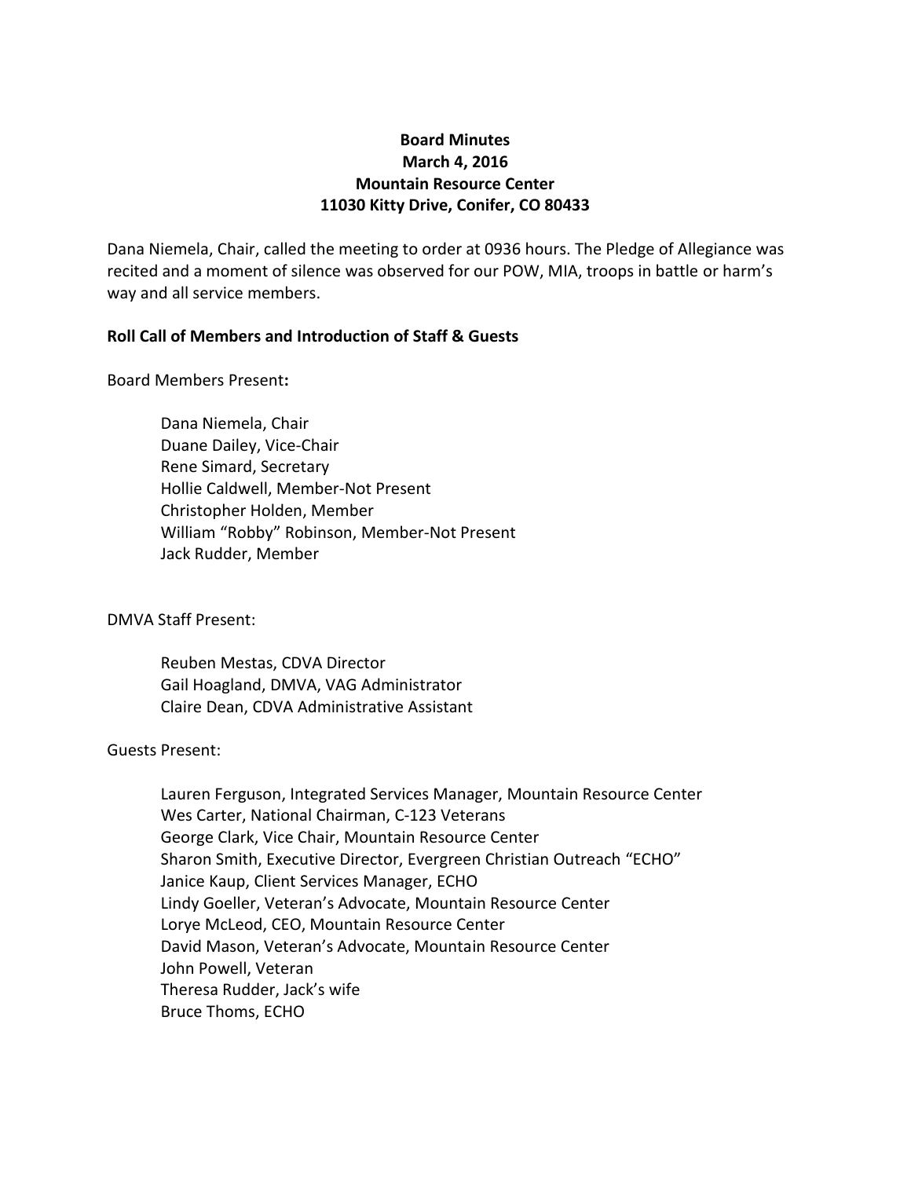**Board Minutes**
**March 4, 2016**
**Mountain Resource Center**
**11030 Kitty Drive, Conifer, CO 80433**

Dana Niemela, Chair, called the meeting to order at 0936 hours. The Pledge of Allegiance was recited and a moment of silence was observed for our POW, MIA, troops in battle or harm's way and all service members.

**Roll Call of Members and Introduction of Staff & Guests**

Board Members Present**:**

Dana Niemela, Chair
Duane Dailey, Vice-Chair
Rene Simard, Secretary
Hollie Caldwell, Member-Not Present
Christopher Holden, Member
William "Robby" Robinson, Member-Not Present
Jack Rudder, Member

DMVA Staff Present:

Reuben Mestas, CDVA Director
Gail Hoagland, DMVA, VAG Administrator
Claire Dean, CDVA Administrative Assistant

Guests Present:

Lauren Ferguson, Integrated Services Manager, Mountain Resource Center
Wes Carter, National Chairman, C-123 Veterans
George Clark, Vice Chair, Mountain Resource Center
Sharon Smith, Executive Director, Evergreen Christian Outreach "ECHO"
Janice Kaup, Client Services Manager, ECHO
Lindy Goeller, Veteran's Advocate, Mountain Resource Center
Lorye McLeod, CEO, Mountain Resource Center
David Mason, Veteran's Advocate, Mountain Resource Center
John Powell, Veteran
Theresa Rudder, Jack's wife
Bruce Thoms, ECHO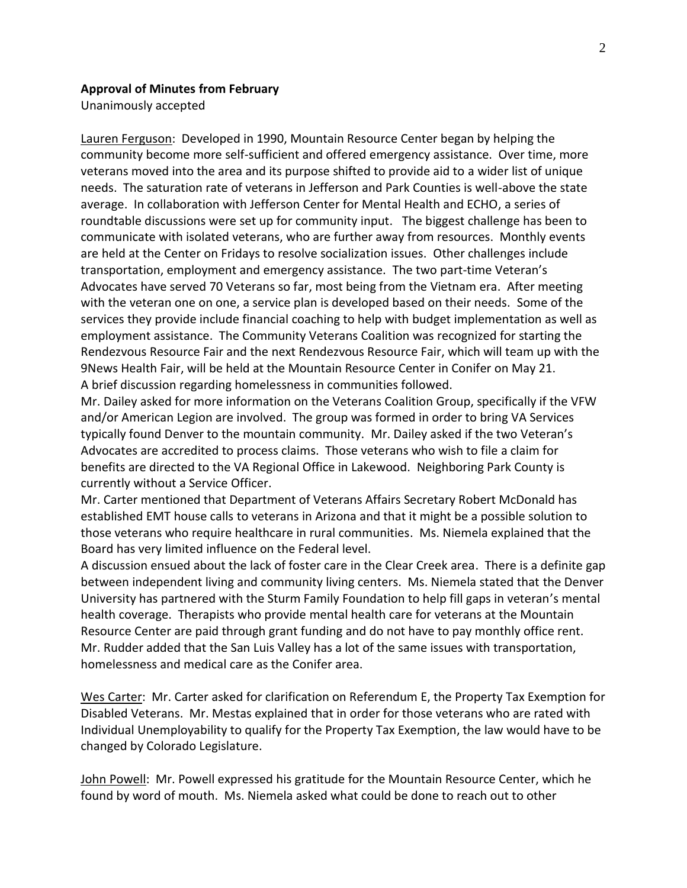**Approval of Minutes from February**

Unanimously accepted

<u>Lauren Ferguson</u>: Developed in 1990, Mountain Resource Center began by helping the community become more self-sufficient and offered emergency assistance. Over time, more veterans moved into the area and its purpose shifted to provide aid to a wider list of unique needs. The saturation rate of veterans in Jefferson and Park Counties is well-above the state average. In collaboration with Jefferson Center for Mental Health and ECHO, a series of roundtable discussions were set up for community input. The biggest challenge has been to communicate with isolated veterans, who are further away from resources. Monthly events are held at the Center on Fridays to resolve socialization issues. Other challenges include transportation, employment and emergency assistance. The two part-time Veteran's Advocates have served 70 Veterans so far, most being from the Vietnam era. After meeting with the veteran one on one, a service plan is developed based on their needs. Some of the services they provide include financial coaching to help with budget implementation as well as employment assistance. The Community Veterans Coalition was recognized for starting the Rendezvous Resource Fair and the next Rendezvous Resource Fair, which will team up with the 9News Health Fair, will be held at the Mountain Resource Center in Conifer on May 21.

A brief discussion regarding homelessness in communities followed.

Mr. Dailey asked for more information on the Veterans Coalition Group, specifically if the VFW and/or American Legion are involved. The group was formed in order to bring VA Services typically found Denver to the mountain community. Mr. Dailey asked if the two Veteran's Advocates are accredited to process claims. Those veterans who wish to file a claim for benefits are directed to the VA Regional Office in Lakewood. Neighboring Park County is currently without a Service Officer.

Mr. Carter mentioned that Department of Veterans Affairs Secretary Robert McDonald has established EMT house calls to veterans in Arizona and that it might be a possible solution to those veterans who require healthcare in rural communities. Ms. Niemela explained that the Board has very limited influence on the Federal level.

A discussion ensued about the lack of foster care in the Clear Creek area. There is a definite gap between independent living and community living centers. Ms. Niemela stated that the Denver University has partnered with the Sturm Family Foundation to help fill gaps in veteran's mental health coverage. Therapists who provide mental health care for veterans at the Mountain Resource Center are paid through grant funding and do not have to pay monthly office rent.

Mr. Rudder added that the San Luis Valley has a lot of the same issues with transportation, homelessness and medical care as the Conifer area.

<u>Wes Carter</u>: Mr. Carter asked for clarification on Referendum E, the Property Tax Exemption for Disabled Veterans. Mr. Mestas explained that in order for those veterans who are rated with Individual Unemployability to qualify for the Property Tax Exemption, the law would have to be changed by Colorado Legislature.

<u>John Powell</u>: Mr. Powell expressed his gratitude for the Mountain Resource Center, which he found by word of mouth. Ms. Niemela asked what could be done to reach out to other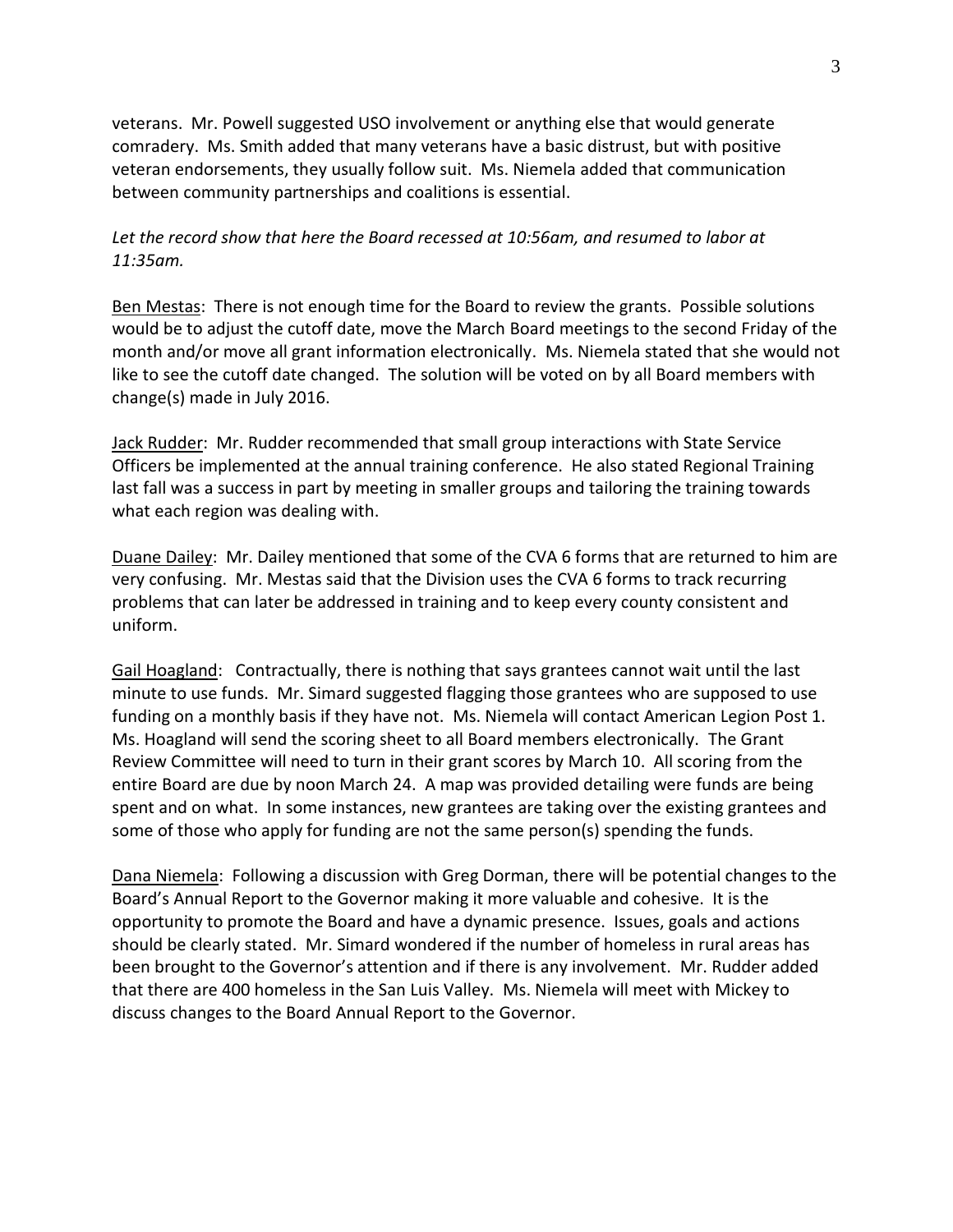veterans. Mr. Powell suggested USO involvement or anything else that would generate comradery. Ms. Smith added that many veterans have a basic distrust, but with positive veteran endorsements, they usually follow suit. Ms. Niemela added that communication between community partnerships and coalitions is essential.

*Let the record show that here the Board recessed at 10:56am, and resumed to labor at 11:35am.*

<u>Ben Mestas</u>: There is not enough time for the Board to review the grants. Possible solutions would be to adjust the cutoff date, move the March Board meetings to the second Friday of the month and/or move all grant information electronically. Ms. Niemela stated that she would not like to see the cutoff date changed. The solution will be voted on by all Board members with change(s) made in July 2016.

<u>Jack Rudder</u>: Mr. Rudder recommended that small group interactions with State Service Officers be implemented at the annual training conference. He also stated Regional Training last fall was a success in part by meeting in smaller groups and tailoring the training towards what each region was dealing with.

<u>Duane Dailey</u>: Mr. Dailey mentioned that some of the CVA 6 forms that are returned to him are very confusing. Mr. Mestas said that the Division uses the CVA 6 forms to track recurring problems that can later be addressed in training and to keep every county consistent and uniform.

<u>Gail Hoagland</u>: Contractually, there is nothing that says grantees cannot wait until the last minute to use funds. Mr. Simard suggested flagging those grantees who are supposed to use funding on a monthly basis if they have not. Ms. Niemela will contact American Legion Post 1. Ms. Hoagland will send the scoring sheet to all Board members electronically. The Grant Review Committee will need to turn in their grant scores by March 10. All scoring from the entire Board are due by noon March 24. A map was provided detailing were funds are being spent and on what. In some instances, new grantees are taking over the existing grantees and some of those who apply for funding are not the same person(s) spending the funds.

<u>Dana Niemela</u>: Following a discussion with Greg Dorman, there will be potential changes to the Board's Annual Report to the Governor making it more valuable and cohesive. It is the opportunity to promote the Board and have a dynamic presence. Issues, goals and actions should be clearly stated. Mr. Simard wondered if the number of homeless in rural areas has been brought to the Governor's attention and if there is any involvement. Mr. Rudder added that there are 400 homeless in the San Luis Valley. Ms. Niemela will meet with Mickey to discuss changes to the Board Annual Report to the Governor.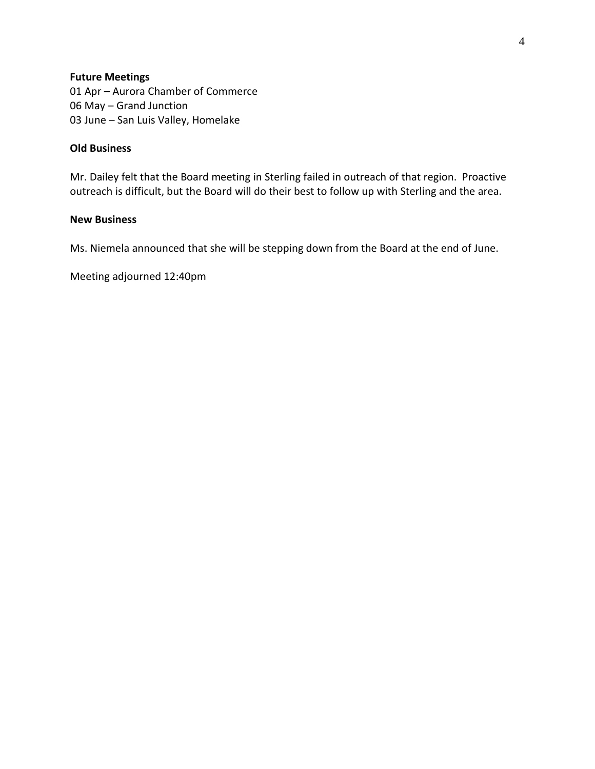**Future Meetings**

01 Apr – Aurora Chamber of Commerce
06 May – Grand Junction
03 June – San Luis Valley, Homelake

**Old Business**

Mr. Dailey felt that the Board meeting in Sterling failed in outreach of that region. Proactive outreach is difficult, but the Board will do their best to follow up with Sterling and the area.

**New Business**

Ms. Niemela announced that she will be stepping down from the Board at the end of June.

Meeting adjourned 12:40pm